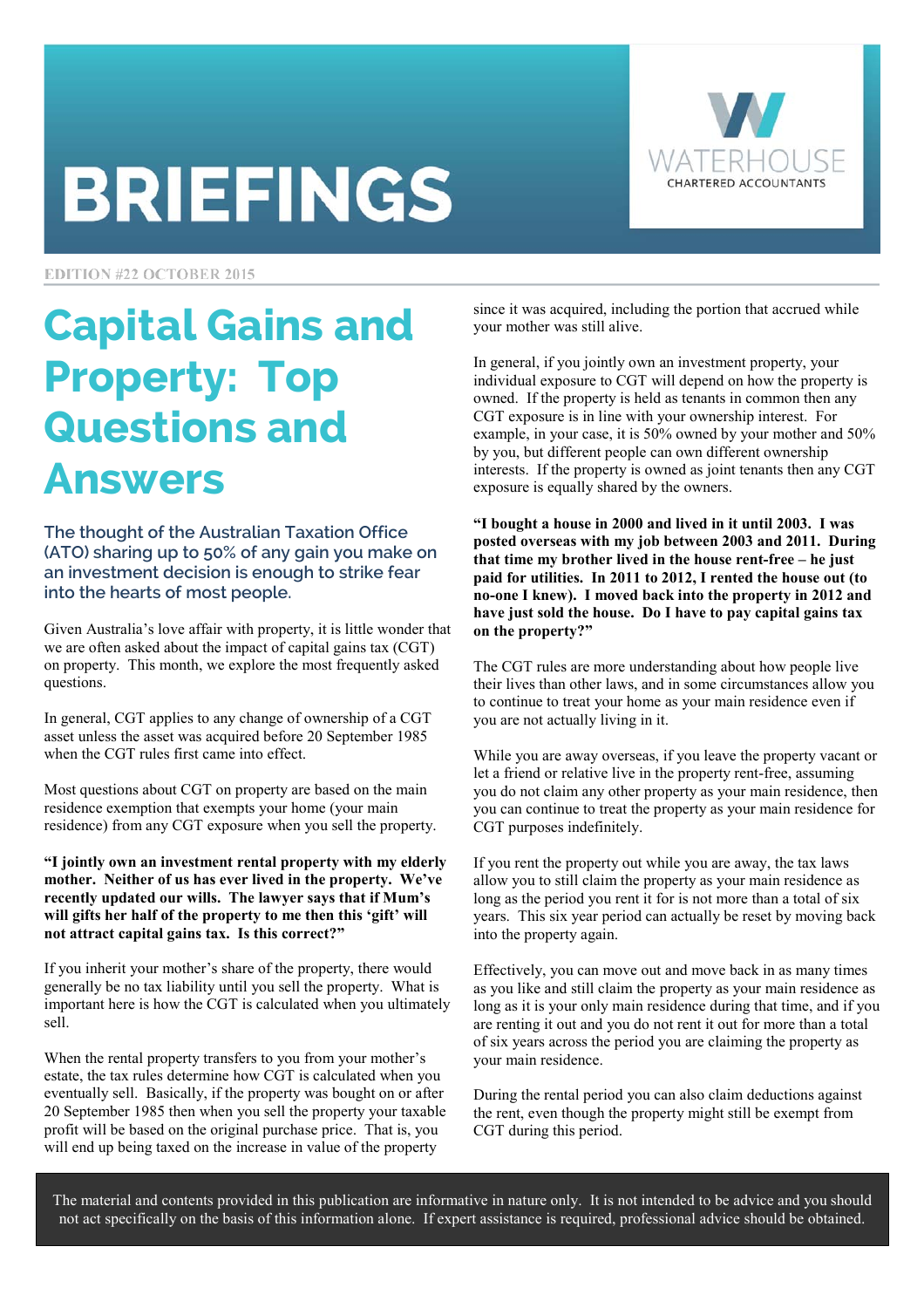# BRIEFINGS

WATERHOUSE
CHARTERED ACCOUNTANTS

EDITION #22 OCTOBER 2015

## Capital Gains and Property: Top Questions and Answers

### The thought of the Australian Taxation Office (ATO) sharing up to 50% of any gain you make on an investment decision is enough to strike fear into the hearts of most people.

Given Australia's love affair with property, it is little wonder that we are often asked about the impact of capital gains tax (CGT) on property. This month, we explore the most frequently asked questions.

In general, CGT applies to any change of ownership of a CGT asset unless the asset was acquired before 20 September 1985 when the CGT rules first came into effect.

Most questions about CGT on property are based on the main residence exemption that exempts your home (your main residence) from any CGT exposure when you sell the property.

**"I jointly own an investment rental property with my elderly mother. Neither of us has ever lived in the property. We've recently updated our wills. The lawyer says that if Mum's will gifts her half of the property to me then this 'gift' will not attract capital gains tax. Is this correct?"**

If you inherit your mother's share of the property, there would generally be no tax liability until you sell the property. What is important here is how the CGT is calculated when you ultimately sell.

When the rental property transfers to you from your mother's estate, the tax rules determine how CGT is calculated when you eventually sell. Basically, if the property was bought on or after 20 September 1985 then when you sell the property your taxable profit will be based on the original purchase price. That is, you will end up being taxed on the increase in value of the property since it was acquired, including the portion that accrued while your mother was still alive.

In general, if you jointly own an investment property, your individual exposure to CGT will depend on how the property is owned. If the property is held as tenants in common then any CGT exposure is in line with your ownership interest. For example, in your case, it is 50% owned by your mother and 50% by you, but different people can own different ownership interests. If the property is owned as joint tenants then any CGT exposure is equally shared by the owners.

**"I bought a house in 2000 and lived in it until 2003. I was posted overseas with my job between 2003 and 2011. During that time my brother lived in the house rent-free – he just paid for utilities. In 2011 to 2012, I rented the house out (to no-one I knew). I moved back into the property in 2012 and have just sold the house. Do I have to pay capital gains tax on the property?"**

The CGT rules are more understanding about how people live their lives than other laws, and in some circumstances allow you to continue to treat your home as your main residence even if you are not actually living in it.

While you are away overseas, if you leave the property vacant or let a friend or relative live in the property rent-free, assuming you do not claim any other property as your main residence, then you can continue to treat the property as your main residence for CGT purposes indefinitely.

If you rent the property out while you are away, the tax laws allow you to still claim the property as your main residence as long as the period you rent it for is not more than a total of six years. This six year period can actually be reset by moving back into the property again.

Effectively, you can move out and move back in as many times as you like and still claim the property as your main residence as long as it is your only main residence during that time, and if you are renting it out and you do not rent it out for more than a total of six years across the period you are claiming the property as your main residence.

During the rental period you can also claim deductions against the rent, even though the property might still be exempt from CGT during this period.

The material and contents provided in this publication are informative in nature only. It is not intended to be advice and you should not act specifically on the basis of this information alone. If expert assistance is required, professional advice should be obtained.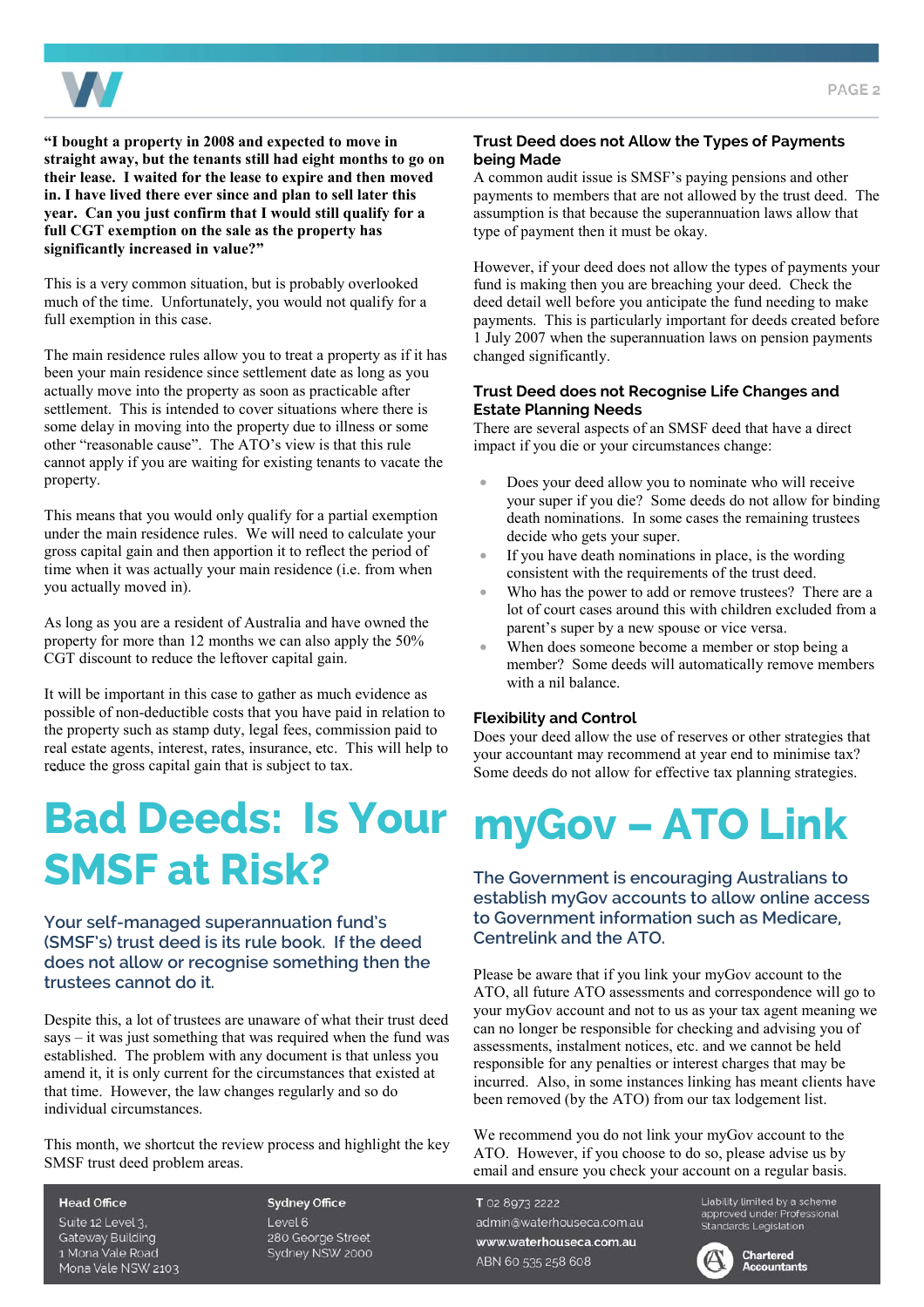**"I bought a property in 2008 and expected to move in straight away, but the tenants still had eight months to go on their lease. I waited for the lease to expire and then moved in. I have lived there ever since and plan to sell later this year. Can you just confirm that I would still qualify for a full CGT exemption on the sale as the property has significantly increased in value?"**

This is a very common situation, but is probably overlooked much of the time. Unfortunately, you would not qualify for a full exemption in this case.

The main residence rules allow you to treat a property as if it has been your main residence since settlement date as long as you actually move into the property as soon as practicable after settlement. This is intended to cover situations where there is some delay in moving into the property due to illness or some other "reasonable cause". The ATO's view is that this rule cannot apply if you are waiting for existing tenants to vacate the property.

This means that you would only qualify for a partial exemption under the main residence rules. We will need to calculate your gross capital gain and then apportion it to reflect the period of time when it was actually your main residence (i.e. from when you actually moved in).

As long as you are a resident of Australia and have owned the property for more than 12 months we can also apply the 50% CGT discount to reduce the leftover capital gain.

It will be important in this case to gather as much evidence as possible of non-deductible costs that you have paid in relation to the property such as stamp duty, legal fees, commission paid to real estate agents, interest, rates, insurance, etc. This will help to reduce the gross capital gain that is subject to tax.

# Bad Deeds: Is Your SMSF at Risk?

## Your self-managed superannuation fund's (SMSF's) trust deed is its rule book. If the deed does not allow or recognise something then the trustees cannot do it.

Despite this, a lot of trustees are unaware of what their trust deed says – it was just something that was required when the fund was established. The problem with any document is that unless you amend it, it is only current for the circumstances that existed at that time. However, the law changes regularly and so do individual circumstances.

This month, we shortcut the review process and highlight the key SMSF trust deed problem areas.

### Trust Deed does not Allow the Types of Payments being Made

A common audit issue is SMSF's paying pensions and other payments to members that are not allowed by the trust deed. The assumption is that because the superannuation laws allow that type of payment then it must be okay.

However, if your deed does not allow the types of payments your fund is making then you are breaching your deed. Check the deed detail well before you anticipate the fund needing to make payments. This is particularly important for deeds created before 1 July 2007 when the superannuation laws on pension payments changed significantly.

### Trust Deed does not Recognise Life Changes and Estate Planning Needs

There are several aspects of an SMSF deed that have a direct impact if you die or your circumstances change:

- Does your deed allow you to nominate who will receive your super if you die? Some deeds do not allow for binding death nominations. In some cases the remaining trustees decide who gets your super.
- If you have death nominations in place, is the wording consistent with the requirements of the trust deed.
- Who has the power to add or remove trustees? There are a lot of court cases around this with children excluded from a parent's super by a new spouse or vice versa.
- When does someone become a member or stop being a member? Some deeds will automatically remove members with a nil balance.

### Flexibility and Control

Does your deed allow the use of reserves or other strategies that your accountant may recommend at year end to minimise tax? Some deeds do not allow for effective tax planning strategies.

# myGov – ATO Link

## The Government is encouraging Australians to establish myGov accounts to allow online access to Government information such as Medicare, Centrelink and the ATO.

Please be aware that if you link your myGov account to the ATO, all future ATO assessments and correspondence will go to your myGov account and not to us as your tax agent meaning we can no longer be responsible for checking and advising you of assessments, instalment notices, etc. and we cannot be held responsible for any penalties or interest charges that may be incurred. Also, in some instances linking has meant clients have been removed (by the ATO) from our tax lodgement list.

We recommend you do not link your myGov account to the ATO. However, if you choose to do so, please advise us by email and ensure you check your account on a regular basis.

**Head Office**
Suite 12 Level 3,
Gateway Building
1 Mona Vale Road
Mona Vale NSW 2103

**Sydney Office**
Level 6
280 George Street
Sydney NSW 2000

**T** 02 8973 2222
admin@waterhouseca.com.au
**www.waterhouseca.com.au**
ABN 60 535 258 608

Liability limited by a scheme approved under Professional Standards Legislation

**Chartered Accountants**